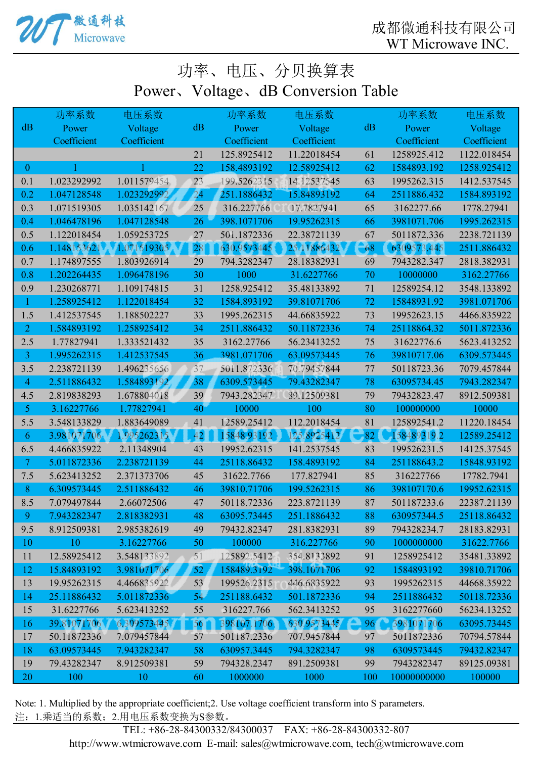# 功率、电压、分贝换算表

# Power、Voltage、dB Conversion Table

| dB | 功率系数 Power Coefficient | 电压系数 Voltage Coefficient | dB | 功率系数 Power Coefficient | 电压系数 Voltage Coefficient | dB | 功率系数 Power Coefficient | 电压系数 Voltage Coefficient |
|---|---|---|---|---|---|---|---|---|
| | | | 21 | 125.8925412 | 11.22018454 | 61 | 1258925.412 | 1122.018454 |
| 0 | 1 | 1 | 22 | 158.4893192 | 12.58925412 | 62 | 1584893.192 | 1258.925412 |
| 0.1 | 1.023292992 | 1.011579454 | 23 | 199.5262315 | 14.12537545 | 63 | 1995262.315 | 1412.537545 |
| 0.2 | 1.047128548 | 1.023292992 | 24 | 251.1886432 | 15.84893192 | 64 | 2511886.432 | 1584.893192 |
| 0.3 | 1.071519305 | 1.035142167 | 25 | 316.227766 | 17.7827941 | 65 | 3162277.66 | 1778.27941 |
| 0.4 | 1.046478196 | 1.047128548 | 26 | 398.1071706 | 19.95262315 | 66 | 3981071.706 | 1995.262315 |
| 0.5 | 1.122018454 | 1.059253725 | 27 | 501.1872336 | 22.38721139 | 67 | 5011872.336 | 2238.721139 |
| 0.6 | 1.148153621 | 1.071519305 | 28 | 630.9573445 | 25.11886432 | 68 | 6309573.445 | 2511.886432 |
| 0.7 | 1.174897555 | 1.803926914 | 29 | 794.3282347 | 28.18382931 | 69 | 7943282.347 | 2818.382931 |
| 0.8 | 1.202264435 | 1.096478196 | 30 | 1000 | 31.6227766 | 70 | 10000000 | 3162.27766 |
| 0.9 | 1.230268771 | 1.109174815 | 31 | 1258.925412 | 35.48133892 | 71 | 12589254.12 | 3548.133892 |
| 1 | 1.258925412 | 1.122018454 | 32 | 1584.893192 | 39.81071706 | 72 | 15848931.92 | 3981.071706 |
| 1.5 | 1.412537545 | 1.188502227 | 33 | 1995.262315 | 44.66835922 | 73 | 19952623.15 | 4466.835922 |
| 2 | 1.584893192 | 1.258925412 | 34 | 2511.886432 | 50.11872336 | 74 | 25118864.32 | 5011.872336 |
| 2.5 | 1.77827941 | 1.333521432 | 35 | 3162.27766 | 56.23413252 | 75 | 31622776.6 | 5623.413252 |
| 3 | 1.995262315 | 1.412537545 | 36 | 3981.071706 | 63.09573445 | 76 | 39810717.06 | 6309.573445 |
| 3.5 | 2.238721139 | 1.496235656 | 37 | 5011.872336 | 70.79457844 | 77 | 50118723.36 | 7079.457844 |
| 4 | 2.511886432 | 1.584893192 | 38 | 6309.573445 | 79.43282347 | 78 | 63095734.45 | 7943.282347 |
| 4.5 | 2.819838293 | 1.678804018 | 39 | 7943.282347 | 89.12509381 | 79 | 79432823.47 | 8912.509381 |
| 5 | 3.16227766 | 1.77827941 | 40 | 10000 | 100 | 80 | 100000000 | 10000 |
| 5.5 | 3.548133829 | 1.883649089 | 41 | 12589.25412 | 112.2018454 | 81 | 125892541.2 | 11220.18454 |
| 6 | 3.981071706 | 1.995262315 | 42 | 15848.93192 | 125.8925412 | 82 | 158489319.2 | 12589.25412 |
| 6.5 | 4.466835922 | 2.11348904 | 43 | 19952.62315 | 141.2537545 | 83 | 199526231.5 | 14125.37545 |
| 7 | 5.011872336 | 2.238721139 | 44 | 25118.86432 | 158.4893192 | 84 | 251188643.2 | 15848.93192 |
| 7.5 | 5.623413252 | 2.371373706 | 45 | 31622.7766 | 177.827941 | 85 | 316227766 | 17782.7941 |
| 8 | 6.309573445 | 2.511886432 | 46 | 39810.71706 | 199.5262315 | 86 | 398107170.6 | 19952.62315 |
| 8.5 | 7.079497844 | 2.66072506 | 47 | 50118.72336 | 223.8721139 | 87 | 501187233.6 | 22387.21139 |
| 9 | 7.943282347 | 2.818382931 | 48 | 63095.73445 | 251.1886432 | 88 | 630957344.5 | 25118.86432 |
| 9.5 | 8.912509381 | 2.985382619 | 49 | 79432.82347 | 281.8382931 | 89 | 794328234.7 | 28183.82931 |
| 10 | 10 | 3.16227766 | 50 | 100000 | 316.227766 | 90 | 1000000000 | 31622.7766 |
| 11 | 12.58925412 | 3.548133892 | 51 | 125892.5412 | 354.8133892 | 91 | 1258925412 | 35481.33892 |
| 12 | 15.84893192 | 3.981071706 | 52 | 158489.3192 | 398.1071706 | 92 | 1584893192 | 39810.71706 |
| 13 | 19.95262315 | 4.466835922 | 53 | 199526.2315 | 446.6835922 | 93 | 1995262315 | 44668.35922 |
| 14 | 25.11886432 | 5.011872336 | 54 | 251188.6432 | 501.1872336 | 94 | 2511886432 | 50118.72336 |
| 15 | 31.6227766 | 5.623413252 | 55 | 316227.766 | 562.3413252 | 95 | 3162277660 | 56234.13252 |
| 16 | 39.81071706 | 6.309573445 | 56 | 398107.1706 | 630.9573445 | 96 | 3981071706 | 63095.73445 |
| 17 | 50.11872336 | 7.079457844 | 57 | 501187.2336 | 707.9457844 | 97 | 5011872336 | 70794.57844 |
| 18 | 63.09573445 | 7.943282347 | 58 | 630957.3445 | 794.3282347 | 98 | 6309573445 | 79432.82347 |
| 19 | 79.43282347 | 8.912509381 | 59 | 794328.2347 | 891.2509381 | 99 | 7943282347 | 89125.09381 |
| 20 | 100 | 10 | 60 | 1000000 | 1000 | 100 | 10000000000 | 100000 |

Note: 1. Multiplied by the appropriate coefficient;2. Use voltage coefficient transform into S parameters.

注：1.乘适当的系数；2.用电压系数变换为S参数。

TEL: +86-28-84300332/84300037  FAX: +86-28-84300332-807

http://www.wtmicrowave.com  E-mail: sales@wtmicrowave.com, tech@wtmicrowave.com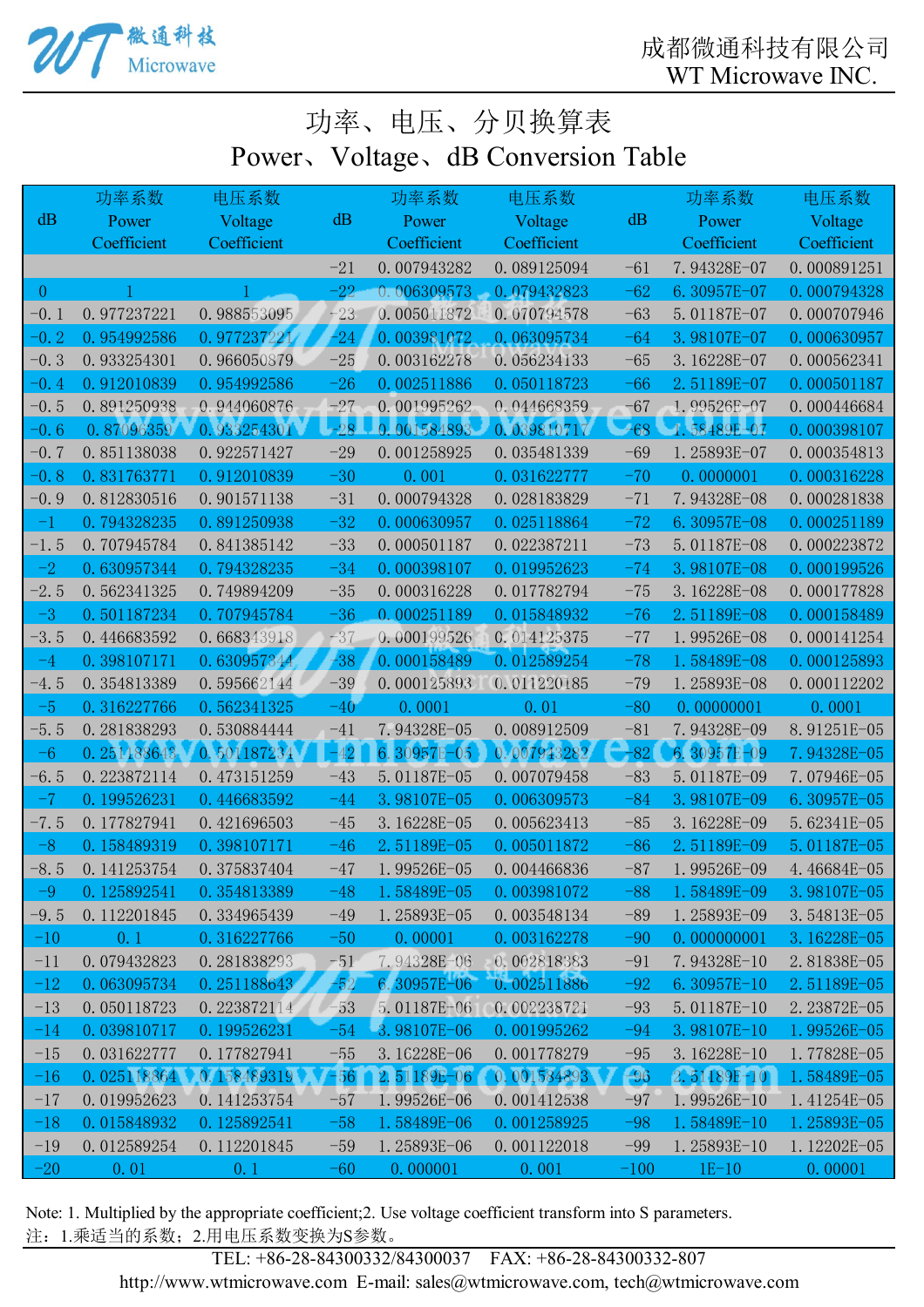# 功率、电压、分贝换算表

# Power、Voltage、dB Conversion Table

| dB | 功率系数 Power Coefficient | 电压系数 Voltage Coefficient | dB | 功率系数 Power Coefficient | 电压系数 Voltage Coefficient | dB | 功率系数 Power Coefficient | 电压系数 Voltage Coefficient |
|---|---|---|---|---|---|---|---|---|
| | | | -21 | 0.007943282 | 0.089125094 | -61 | 7.94328E-07 | 0.000891251 |
| 0 | 1 | 1 | -22 | 0.006309573 | 0.079432823 | -62 | 6.30957E-07 | 0.000794328 |
| -0.1 | 0.977237221 | 0.988553095 | -23 | 0.005011872 | 0.070794578 | -63 | 5.01187E-07 | 0.000707946 |
| -0.2 | 0.954992586 | 0.977237221 | -24 | 0.003981072 | 0.063095734 | -64 | 3.98107E-07 | 0.000630957 |
| -0.3 | 0.933254301 | 0.966050879 | -25 | 0.003162278 | 0.056234133 | -65 | 3.16228E-07 | 0.000562341 |
| -0.4 | 0.912010839 | 0.954992586 | -26 | 0.002511886 | 0.050118723 | -66 | 2.51189E-07 | 0.000501187 |
| -0.5 | 0.891250938 | 0.944060876 | -27 | 0.001995262 | 0.044668359 | -67 | 1.99526E-07 | 0.000446684 |
| -0.6 | 0.87096359 | 0.933254301 | -28 | 0.001584893 | 0.039810717 | -68 | 1.58489E-07 | 0.000398107 |
| -0.7 | 0.851138038 | 0.922571427 | -29 | 0.001258925 | 0.035481339 | -69 | 1.25893E-07 | 0.000354813 |
| -0.8 | 0.831763771 | 0.912010839 | -30 | 0.001 | 0.031622777 | -70 | 0.0000001 | 0.000316228 |
| -0.9 | 0.812830516 | 0.901571138 | -31 | 0.000794328 | 0.028183829 | -71 | 7.94328E-08 | 0.000281838 |
| -1 | 0.794328235 | 0.891250938 | -32 | 0.000630957 | 0.025118864 | -72 | 6.30957E-08 | 0.000251189 |
| -1.5 | 0.707945784 | 0.841385142 | -33 | 0.000501187 | 0.022387211 | -73 | 5.01187E-08 | 0.000223872 |
| -2 | 0.630957344 | 0.794328235 | -34 | 0.000398107 | 0.019952623 | -74 | 3.98107E-08 | 0.000199526 |
| -2.5 | 0.562341325 | 0.749894209 | -35 | 0.000316228 | 0.017782794 | -75 | 3.16228E-08 | 0.000177828 |
| -3 | 0.501187234 | 0.707945784 | -36 | 0.000251189 | 0.015848932 | -76 | 2.51189E-08 | 0.000158489 |
| -3.5 | 0.446683592 | 0.668343918 | -37 | 0.000199526 | 0.014125375 | -77 | 1.99526E-08 | 0.000141254 |
| -4 | 0.398107171 | 0.630957344 | -38 | 0.000158489 | 0.012589254 | -78 | 1.58489E-08 | 0.000125893 |
| -4.5 | 0.354813389 | 0.595662144 | -39 | 0.000125893 | 0.011220185 | -79 | 1.25893E-08 | 0.000112202 |
| -5 | 0.316227766 | 0.562341325 | -40 | 0.0001 | 0.01 | -80 | 0.00000001 | 0.0001 |
| -5.5 | 0.281838293 | 0.530884444 | -41 | 7.94328E-05 | 0.008912509 | -81 | 7.94328E-09 | 8.91251E-05 |
| -6 | 0.251188643 | 0.501187234 | -42 | 6.30957E-05 | 0.007943282 | -82 | 6.30957E-09 | 7.94328E-05 |
| -6.5 | 0.223872114 | 0.473151259 | -43 | 5.01187E-05 | 0.007079458 | -83 | 5.01187E-09 | 7.07946E-05 |
| -7 | 0.199526231 | 0.446683592 | -44 | 3.98107E-05 | 0.006309573 | -84 | 3.98107E-09 | 6.30957E-05 |
| -7.5 | 0.177827941 | 0.421696503 | -45 | 3.16228E-05 | 0.005623413 | -85 | 3.16228E-09 | 5.62341E-05 |
| -8 | 0.158489319 | 0.398107171 | -46 | 2.51189E-05 | 0.005011872 | -86 | 2.51189E-09 | 5.01187E-05 |
| -8.5 | 0.141253754 | 0.375837404 | -47 | 1.99526E-05 | 0.004466836 | -87 | 1.99526E-09 | 4.46684E-05 |
| -9 | 0.125892541 | 0.354813389 | -48 | 1.58489E-05 | 0.003981072 | -88 | 1.58489E-09 | 3.98107E-05 |
| -9.5 | 0.112201845 | 0.334965439 | -49 | 1.25893E-05 | 0.003548134 | -89 | 1.25893E-09 | 3.54813E-05 |
| -10 | 0.1 | 0.316227766 | -50 | 0.00001 | 0.003162278 | -90 | 0.000000001 | 3.16228E-05 |
| -11 | 0.079432823 | 0.281838293 | -51 | 7.94328E-06 | 0.002818383 | -91 | 7.94328E-10 | 2.81838E-05 |
| -12 | 0.063095734 | 0.251188643 | -52 | 6.30957E-06 | 0.002511886 | -92 | 6.30957E-10 | 2.51189E-05 |
| -13 | 0.050118723 | 0.223872114 | -53 | 5.01187E-06 | 0.002238721 | -93 | 5.01187E-10 | 2.23872E-05 |
| -14 | 0.039810717 | 0.199526231 | -54 | 3.98107E-06 | 0.001995262 | -94 | 3.98107E-10 | 1.99526E-05 |
| -15 | 0.031622777 | 0.177827941 | -55 | 3.16228E-06 | 0.001778279 | -95 | 3.16228E-10 | 1.77828E-05 |
| -16 | 0.025118864 | 0.158489319 | -56 | 2.51189E-06 | 0.001584893 | -96 | 2.51189E-10 | 1.58489E-05 |
| -17 | 0.019952623 | 0.141253754 | -57 | 1.99526E-06 | 0.001412538 | -97 | 1.99526E-10 | 1.41254E-05 |
| -18 | 0.015848932 | 0.125892541 | -58 | 1.58489E-06 | 0.001258925 | -98 | 1.58489E-10 | 1.25893E-05 |
| -19 | 0.012589254 | 0.112201845 | -59 | 1.25893E-06 | 0.001122018 | -99 | 1.25893E-10 | 1.12202E-05 |
| -20 | 0.01 | 0.1 | -60 | 0.000001 | 0.001 | -100 | 1E-10 | 0.00001 |

Note: 1. Multiplied by the appropriate coefficient;2. Use voltage coefficient transform into S parameters.
注：1.乘适当的系数；2.用电压系数变换为S参数。

TEL: +86-28-84300332/84300037 FAX: +86-28-84300332-807
http://www.wtmicrowave.com E-mail: sales@wtmicrowave.com, tech@wtmicrowave.com